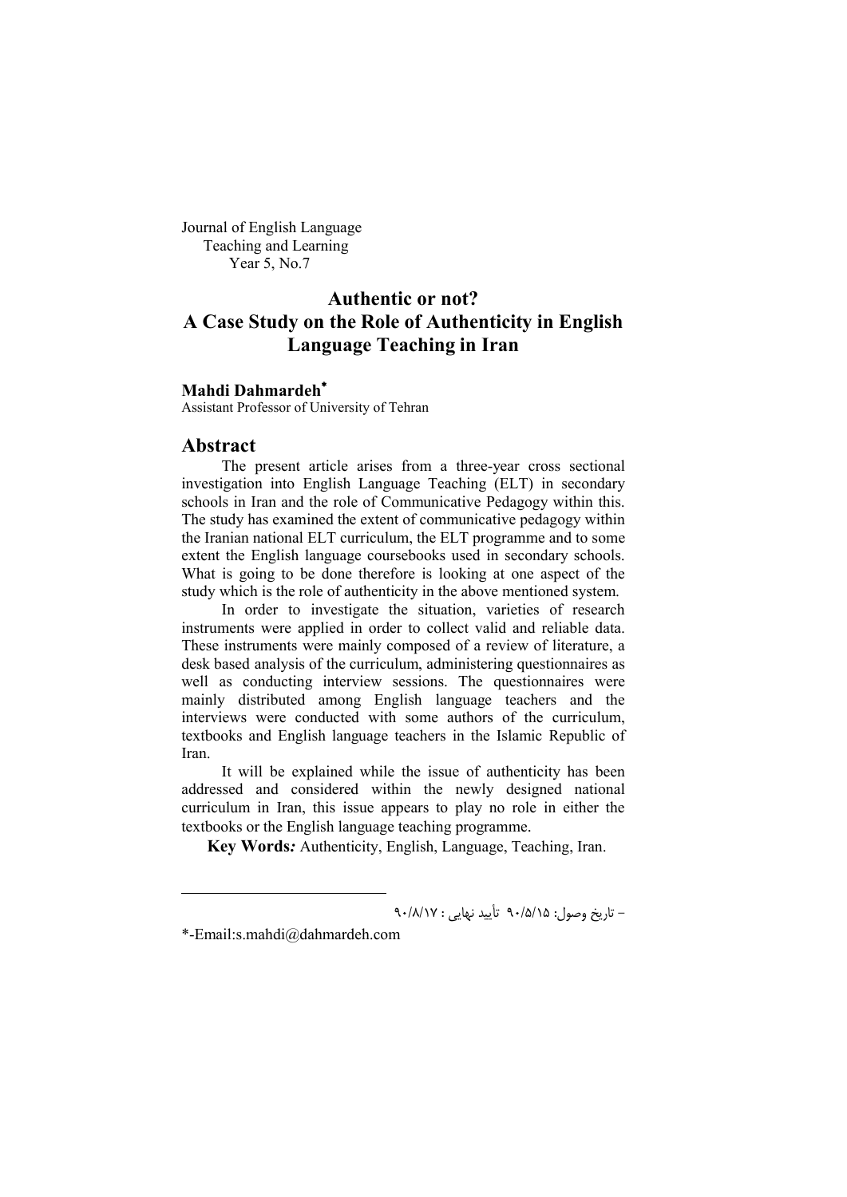Journal of English Language
Teaching and Learning
Year 5, No.7

# Authentic or not? A Case Study on the Role of Authenticity in English Language Teaching in Iran

**Mahdi Dahmardeh***
Assistant Professor of University of Tehran

## Abstract

The present article arises from a three-year cross sectional investigation into English Language Teaching (ELT) in secondary schools in Iran and the role of Communicative Pedagogy within this. The study has examined the extent of communicative pedagogy within the Iranian national ELT curriculum, the ELT programme and to some extent the English language coursebooks used in secondary schools. What is going to be done therefore is looking at one aspect of the study which is the role of authenticity in the above mentioned system.

In order to investigate the situation, varieties of research instruments were applied in order to collect valid and reliable data. These instruments were mainly composed of a review of literature, a desk based analysis of the curriculum, administering questionnaires as well as conducting interview sessions. The questionnaires were mainly distributed among English language teachers and the interviews were conducted with some authors of the curriculum, textbooks and English language teachers in the Islamic Republic of Iran.

It will be explained while the issue of authenticity has been addressed and considered within the newly designed national curriculum in Iran, this issue appears to play no role in either the textbooks or the English language teaching programme.

**Key Words***:* Authenticity, English, Language, Teaching, Iran.

---

- تاریخ وصول: ۹۰/۵/۱۵ تأیید نهایی : ۹۰/۸/۱۷

*-Email:s.mahdi@dahmardeh.com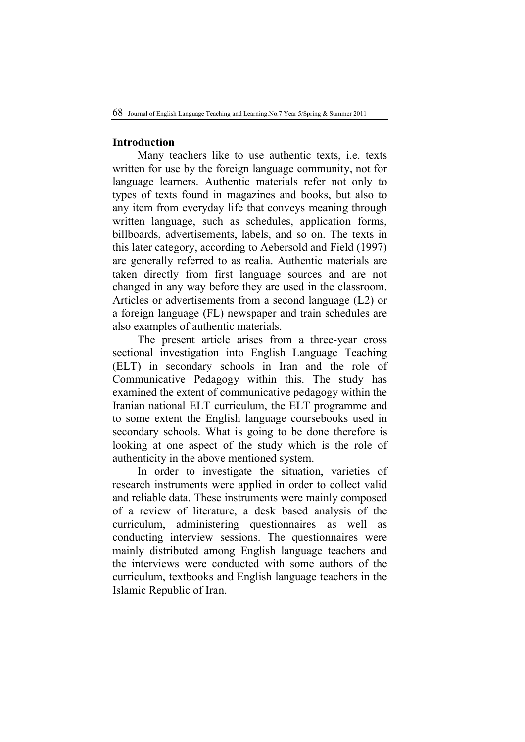## Introduction

Many teachers like to use authentic texts, i.e. texts written for use by the foreign language community, not for language learners. Authentic materials refer not only to types of texts found in magazines and books, but also to any item from everyday life that conveys meaning through written language, such as schedules, application forms, billboards, advertisements, labels, and so on. The texts in this later category, according to Aebersold and Field (1997) are generally referred to as realia. Authentic materials are taken directly from first language sources and are not changed in any way before they are used in the classroom. Articles or advertisements from a second language (L2) or a foreign language (FL) newspaper and train schedules are also examples of authentic materials.

The present article arises from a three-year cross sectional investigation into English Language Teaching (ELT) in secondary schools in Iran and the role of Communicative Pedagogy within this. The study has examined the extent of communicative pedagogy within the Iranian national ELT curriculum, the ELT programme and to some extent the English language coursebooks used in secondary schools. What is going to be done therefore is looking at one aspect of the study which is the role of authenticity in the above mentioned system.

In order to investigate the situation, varieties of research instruments were applied in order to collect valid and reliable data. These instruments were mainly composed of a review of literature, a desk based analysis of the curriculum, administering questionnaires as well as conducting interview sessions. The questionnaires were mainly distributed among English language teachers and the interviews were conducted with some authors of the curriculum, textbooks and English language teachers in the Islamic Republic of Iran.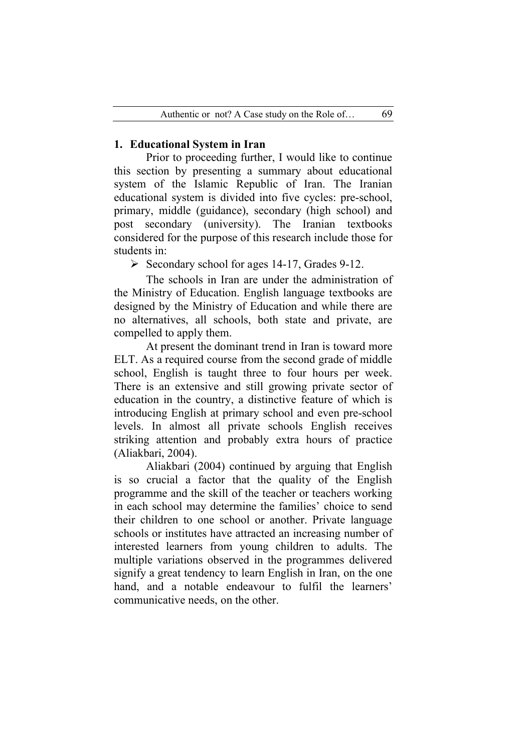## 1. Educational System in Iran

Prior to proceeding further, I would like to continue this section by presenting a summary about educational system of the Islamic Republic of Iran. The Iranian educational system is divided into five cycles: pre-school, primary, middle (guidance), secondary (high school) and post secondary (university). The Iranian textbooks considered for the purpose of this research include those for students in:

- Secondary school for ages 14-17, Grades 9-12.

The schools in Iran are under the administration of the Ministry of Education. English language textbooks are designed by the Ministry of Education and while there are no alternatives, all schools, both state and private, are compelled to apply them.

At present the dominant trend in Iran is toward more ELT. As a required course from the second grade of middle school, English is taught three to four hours per week. There is an extensive and still growing private sector of education in the country, a distinctive feature of which is introducing English at primary school and even pre-school levels. In almost all private schools English receives striking attention and probably extra hours of practice (Aliakbari, 2004).

Aliakbari (2004) continued by arguing that English is so crucial a factor that the quality of the English programme and the skill of the teacher or teachers working in each school may determine the families' choice to send their children to one school or another. Private language schools or institutes have attracted an increasing number of interested learners from young children to adults. The multiple variations observed in the programmes delivered signify a great tendency to learn English in Iran, on the one hand, and a notable endeavour to fulfil the learners' communicative needs, on the other.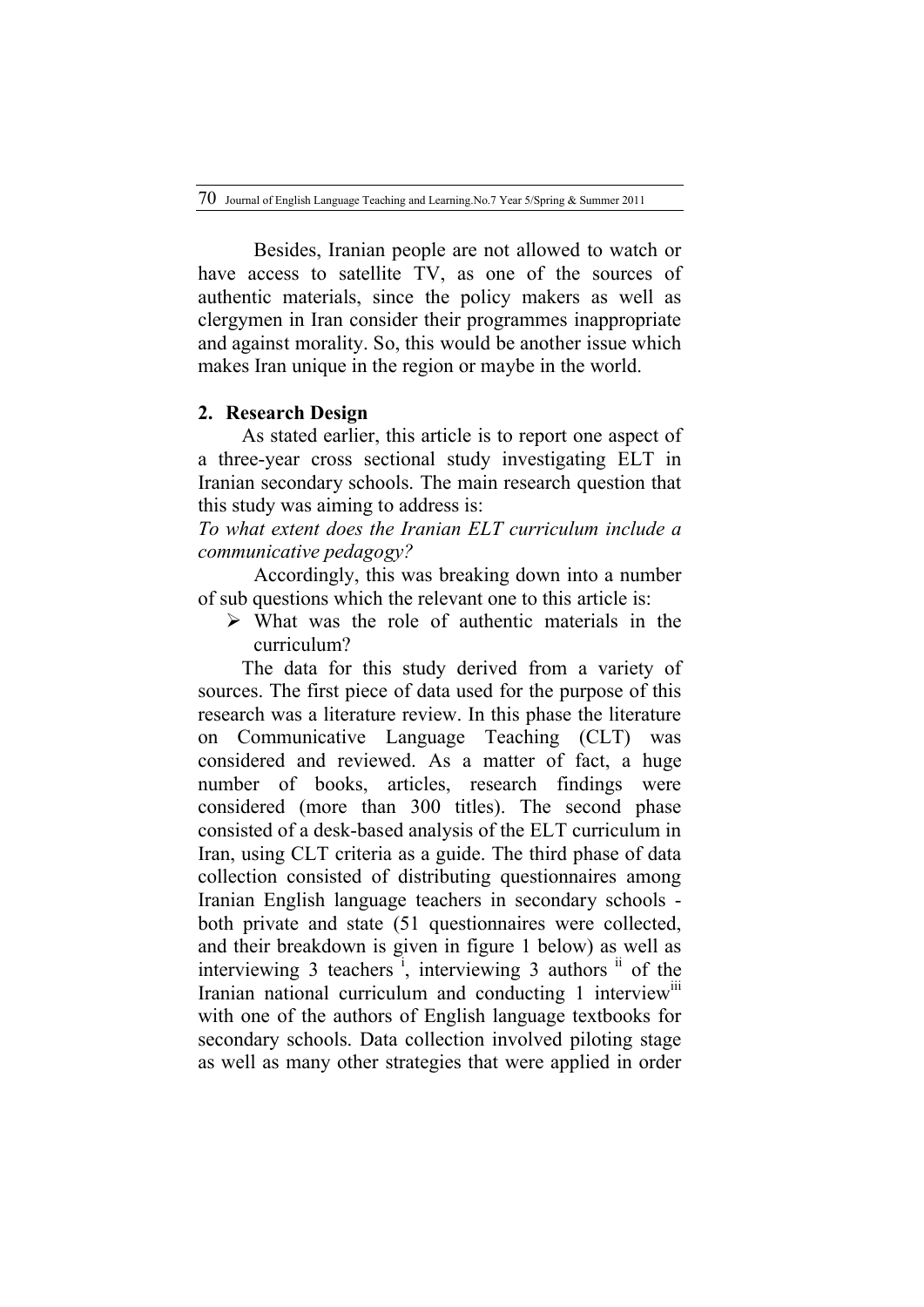Besides, Iranian people are not allowed to watch or have access to satellite TV, as one of the sources of authentic materials, since the policy makers as well as clergymen in Iran consider their programmes inappropriate and against morality. So, this would be another issue which makes Iran unique in the region or maybe in the world.

## 2. Research Design

As stated earlier, this article is to report one aspect of a three-year cross sectional study investigating ELT in Iranian secondary schools. The main research question that this study was aiming to address is:

*To what extent does the Iranian ELT curriculum include a communicative pedagogy?*

Accordingly, this was breaking down into a number of sub questions which the relevant one to this article is:

- What was the role of authentic materials in the curriculum?

The data for this study derived from a variety of sources. The first piece of data used for the purpose of this research was a literature review. In this phase the literature on Communicative Language Teaching (CLT) was considered and reviewed. As a matter of fact, a huge number of books, articles, research findings were considered (more than 300 titles). The second phase consisted of a desk-based analysis of the ELT curriculum in Iran, using CLT criteria as a guide. The third phase of data collection consisted of distributing questionnaires among Iranian English language teachers in secondary schools - both private and state (51 questionnaires were collected, and their breakdown is given in figure 1 below) as well as interviewing 3 teachers [i], interviewing 3 authors [ii] of the Iranian national curriculum and conducting 1 interview[iii] with one of the authors of English language textbooks for secondary schools. Data collection involved piloting stage as well as many other strategies that were applied in order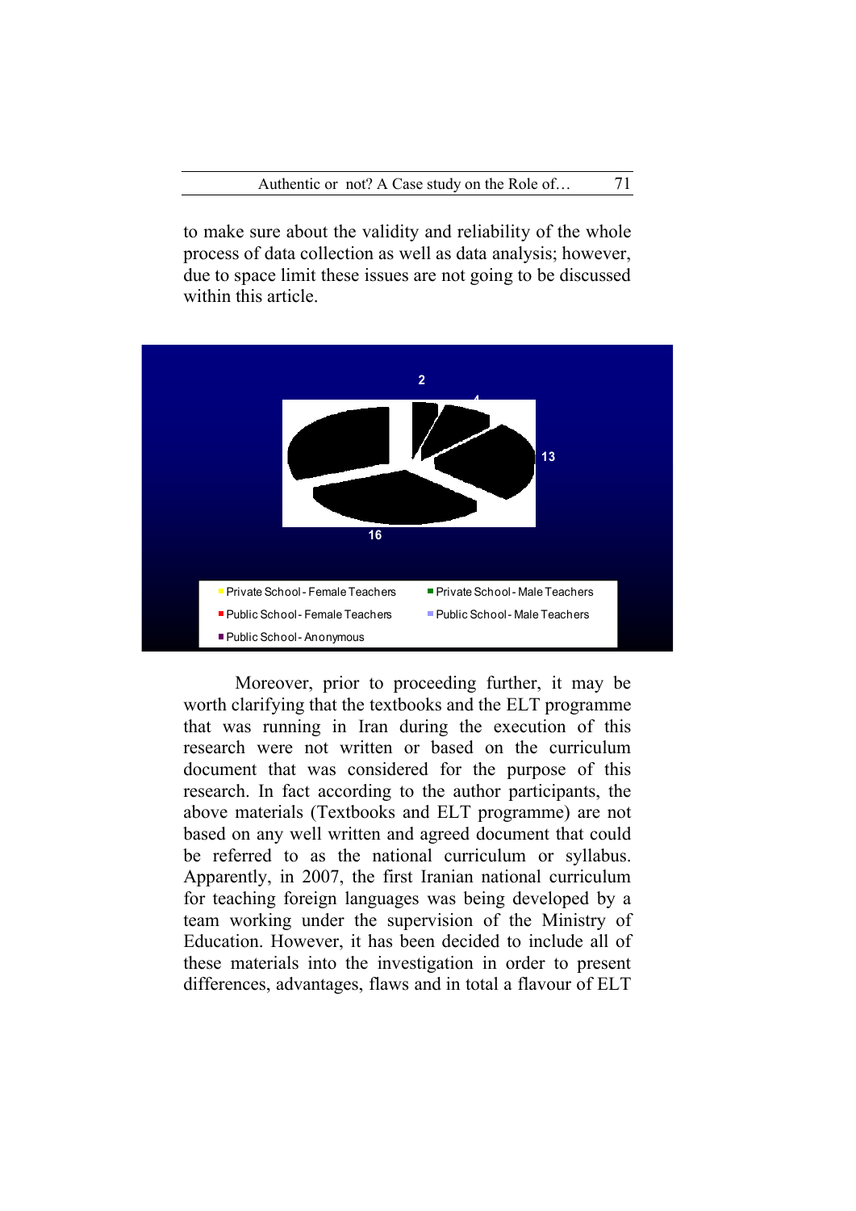to make sure about the validity and reliability of the whole process of data collection as well as data analysis; however, due to space limit these issues are not going to be discussed within this article.

2

4

13

16

Private School - Female Teachers
Private School - Male Teachers
Public School - Female Teachers
Public School - Male Teachers
Public School - Anonymous

Moreover, prior to proceeding further, it may be worth clarifying that the textbooks and the ELT programme that was running in Iran during the execution of this research were not written or based on the curriculum document that was considered for the purpose of this research. In fact according to the author participants, the above materials (Textbooks and ELT programme) are not based on any well written and agreed document that could be referred to as the national curriculum or syllabus. Apparently, in 2007, the first Iranian national curriculum for teaching foreign languages was being developed by a team working under the supervision of the Ministry of Education. However, it has been decided to include all of these materials into the investigation in order to present differences, advantages, flaws and in total a flavour of ELT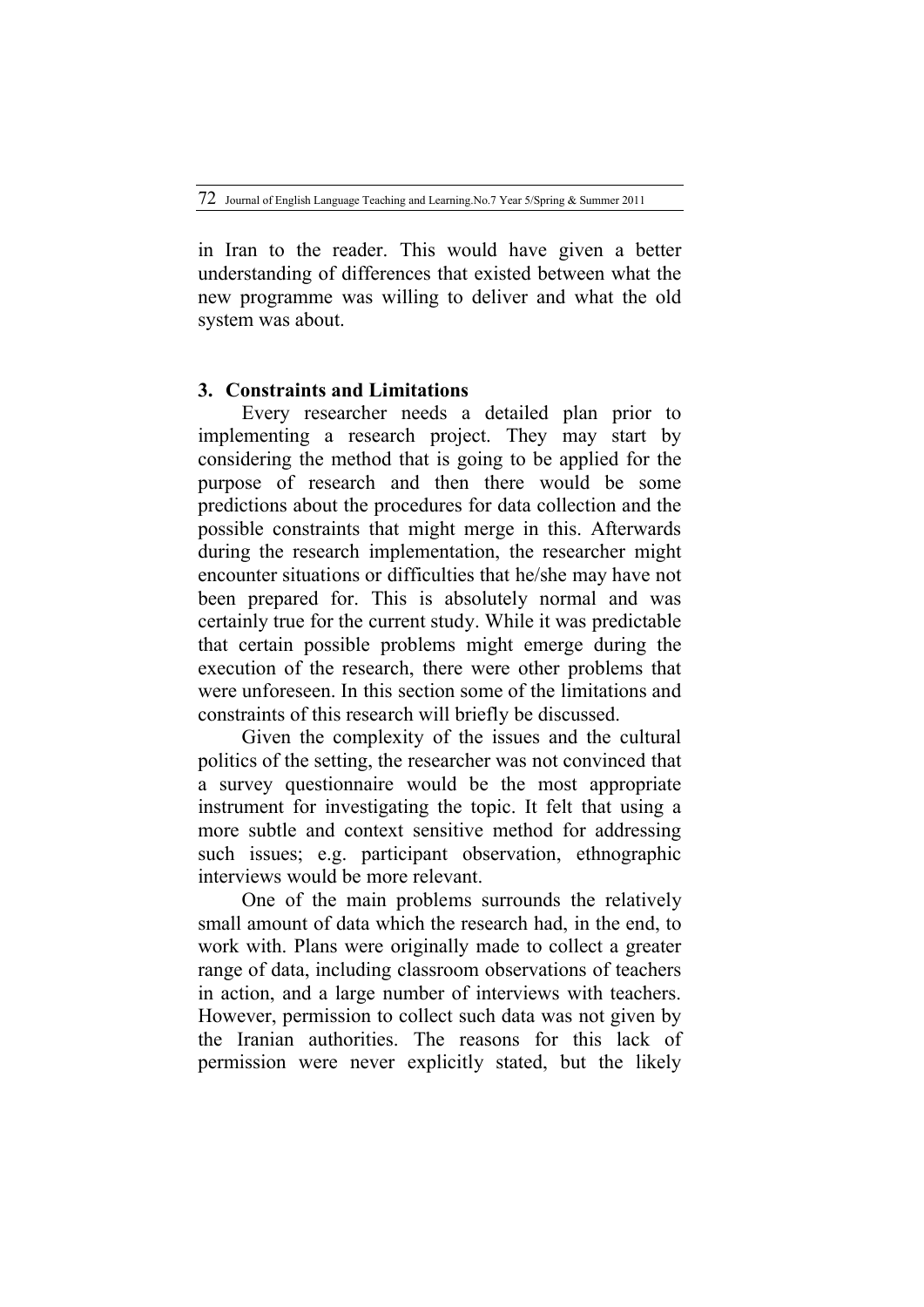in Iran to the reader. This would have given a better understanding of differences that existed between what the new programme was willing to deliver and what the old system was about.

## 3. Constraints and Limitations

Every researcher needs a detailed plan prior to implementing a research project. They may start by considering the method that is going to be applied for the purpose of research and then there would be some predictions about the procedures for data collection and the possible constraints that might merge in this. Afterwards during the research implementation, the researcher might encounter situations or difficulties that he/she may have not been prepared for. This is absolutely normal and was certainly true for the current study. While it was predictable that certain possible problems might emerge during the execution of the research, there were other problems that were unforeseen. In this section some of the limitations and constraints of this research will briefly be discussed.

Given the complexity of the issues and the cultural politics of the setting, the researcher was not convinced that a survey questionnaire would be the most appropriate instrument for investigating the topic. It felt that using a more subtle and context sensitive method for addressing such issues; e.g. participant observation, ethnographic interviews would be more relevant.

One of the main problems surrounds the relatively small amount of data which the research had, in the end, to work with. Plans were originally made to collect a greater range of data, including classroom observations of teachers in action, and a large number of interviews with teachers. However, permission to collect such data was not given by the Iranian authorities. The reasons for this lack of permission were never explicitly stated, but the likely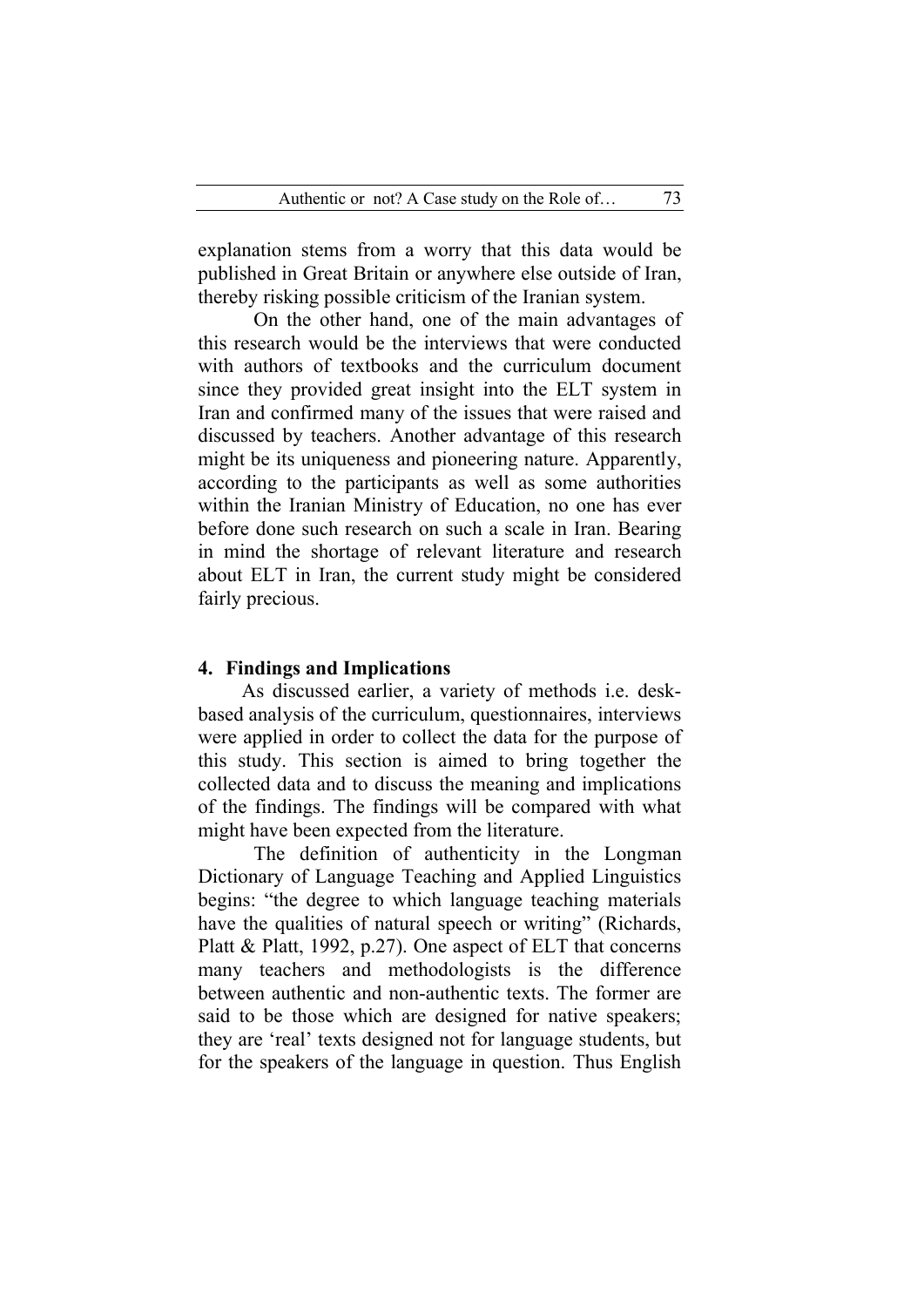explanation stems from a worry that this data would be published in Great Britain or anywhere else outside of Iran, thereby risking possible criticism of the Iranian system.

On the other hand, one of the main advantages of this research would be the interviews that were conducted with authors of textbooks and the curriculum document since they provided great insight into the ELT system in Iran and confirmed many of the issues that were raised and discussed by teachers. Another advantage of this research might be its uniqueness and pioneering nature. Apparently, according to the participants as well as some authorities within the Iranian Ministry of Education, no one has ever before done such research on such a scale in Iran. Bearing in mind the shortage of relevant literature and research about ELT in Iran, the current study might be considered fairly precious.

## 4. Findings and Implications

As discussed earlier, a variety of methods i.e. desk-based analysis of the curriculum, questionnaires, interviews were applied in order to collect the data for the purpose of this study. This section is aimed to bring together the collected data and to discuss the meaning and implications of the findings. The findings will be compared with what might have been expected from the literature.

The definition of authenticity in the Longman Dictionary of Language Teaching and Applied Linguistics begins: "the degree to which language teaching materials have the qualities of natural speech or writing" (Richards, Platt & Platt, 1992, p.27). One aspect of ELT that concerns many teachers and methodologists is the difference between authentic and non-authentic texts. The former are said to be those which are designed for native speakers; they are 'real' texts designed not for language students, but for the speakers of the language in question. Thus English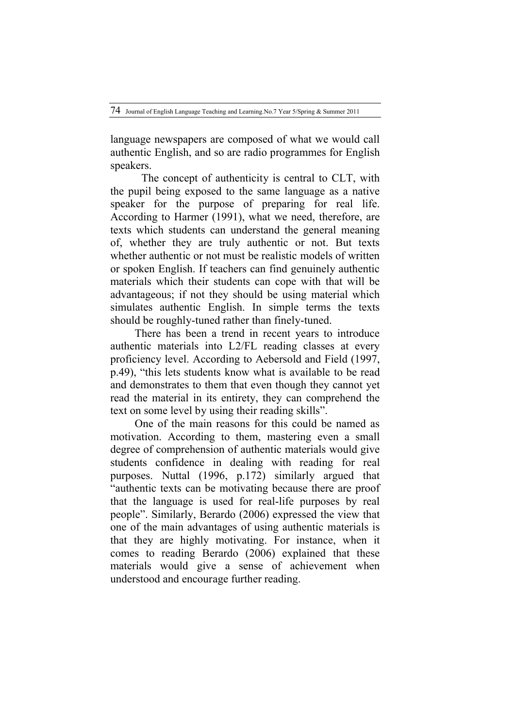language newspapers are composed of what we would call authentic English, and so are radio programmes for English speakers.

The concept of authenticity is central to CLT, with the pupil being exposed to the same language as a native speaker for the purpose of preparing for real life. According to Harmer (1991), what we need, therefore, are texts which students can understand the general meaning of, whether they are truly authentic or not. But texts whether authentic or not must be realistic models of written or spoken English. If teachers can find genuinely authentic materials which their students can cope with that will be advantageous; if not they should be using material which simulates authentic English. In simple terms the texts should be roughly-tuned rather than finely-tuned.

There has been a trend in recent years to introduce authentic materials into L2/FL reading classes at every proficiency level. According to Aebersold and Field (1997, p.49), "this lets students know what is available to be read and demonstrates to them that even though they cannot yet read the material in its entirety, they can comprehend the text on some level by using their reading skills".

One of the main reasons for this could be named as motivation. According to them, mastering even a small degree of comprehension of authentic materials would give students confidence in dealing with reading for real purposes. Nuttal (1996, p.172) similarly argued that "authentic texts can be motivating because there are proof that the language is used for real-life purposes by real people". Similarly, Berardo (2006) expressed the view that one of the main advantages of using authentic materials is that they are highly motivating. For instance, when it comes to reading Berardo (2006) explained that these materials would give a sense of achievement when understood and encourage further reading.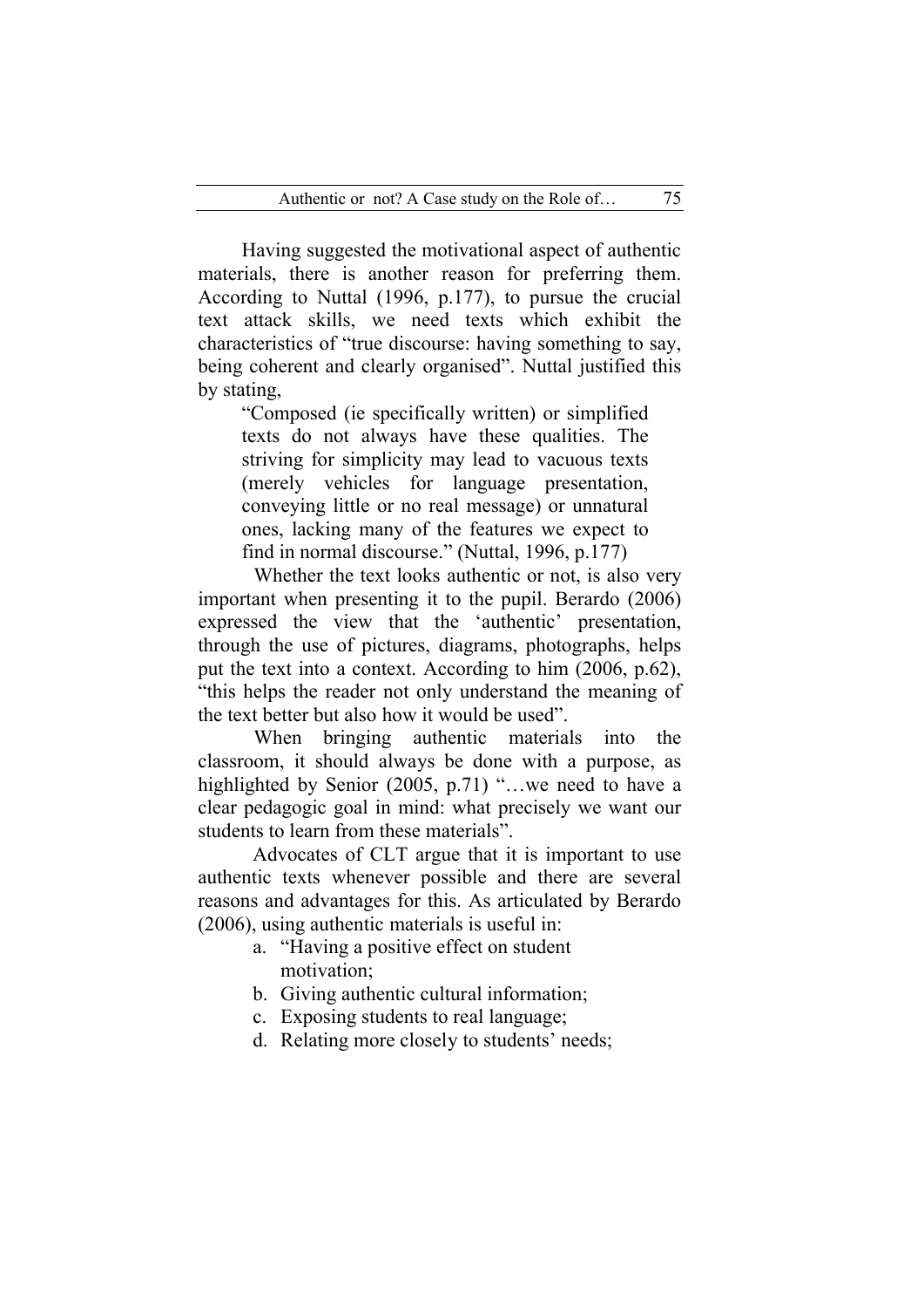Having suggested the motivational aspect of authentic materials, there is another reason for preferring them. According to Nuttal (1996, p.177), to pursue the crucial text attack skills, we need texts which exhibit the characteristics of "true discourse: having something to say, being coherent and clearly organised". Nuttal justified this by stating,

> "Composed (ie specifically written) or simplified texts do not always have these qualities. The striving for simplicity may lead to vacuous texts (merely vehicles for language presentation, conveying little or no real message) or unnatural ones, lacking many of the features we expect to find in normal discourse." (Nuttal, 1996, p.177)

Whether the text looks authentic or not, is also very important when presenting it to the pupil. Berardo (2006) expressed the view that the 'authentic' presentation, through the use of pictures, diagrams, photographs, helps put the text into a context. According to him (2006, p.62), "this helps the reader not only understand the meaning of the text better but also how it would be used".

When bringing authentic materials into the classroom, it should always be done with a purpose, as highlighted by Senior (2005, p.71) "…we need to have a clear pedagogic goal in mind: what precisely we want our students to learn from these materials".

Advocates of CLT argue that it is important to use authentic texts whenever possible and there are several reasons and advantages for this. As articulated by Berardo (2006), using authentic materials is useful in:

a. "Having a positive effect on student motivation;
b. Giving authentic cultural information;
c. Exposing students to real language;
d. Relating more closely to students' needs;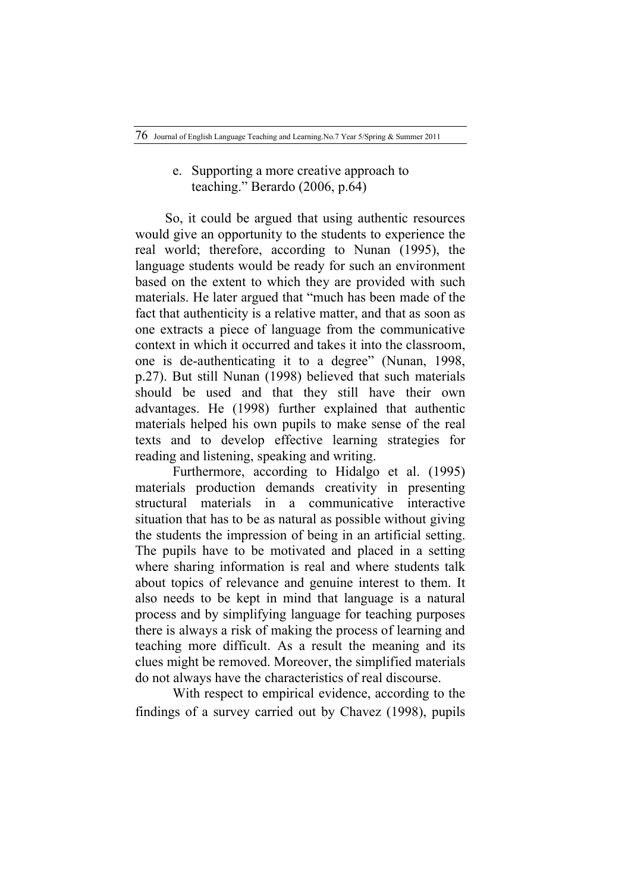e. Supporting a more creative approach to teaching." Berardo (2006, p.64)

So, it could be argued that using authentic resources would give an opportunity to the students to experience the real world; therefore, according to Nunan (1995), the language students would be ready for such an environment based on the extent to which they are provided with such materials. He later argued that "much has been made of the fact that authenticity is a relative matter, and that as soon as one extracts a piece of language from the communicative context in which it occurred and takes it into the classroom, one is de-authenticating it to a degree" (Nunan, 1998, p.27). But still Nunan (1998) believed that such materials should be used and that they still have their own advantages. He (1998) further explained that authentic materials helped his own pupils to make sense of the real texts and to develop effective learning strategies for reading and listening, speaking and writing.

Furthermore, according to Hidalgo et al. (1995) materials production demands creativity in presenting structural materials in a communicative interactive situation that has to be as natural as possible without giving the students the impression of being in an artificial setting. The pupils have to be motivated and placed in a setting where sharing information is real and where students talk about topics of relevance and genuine interest to them. It also needs to be kept in mind that language is a natural process and by simplifying language for teaching purposes there is always a risk of making the process of learning and teaching more difficult. As a result the meaning and its clues might be removed. Moreover, the simplified materials do not always have the characteristics of real discourse.

With respect to empirical evidence, according to the findings of a survey carried out by Chavez (1998), pupils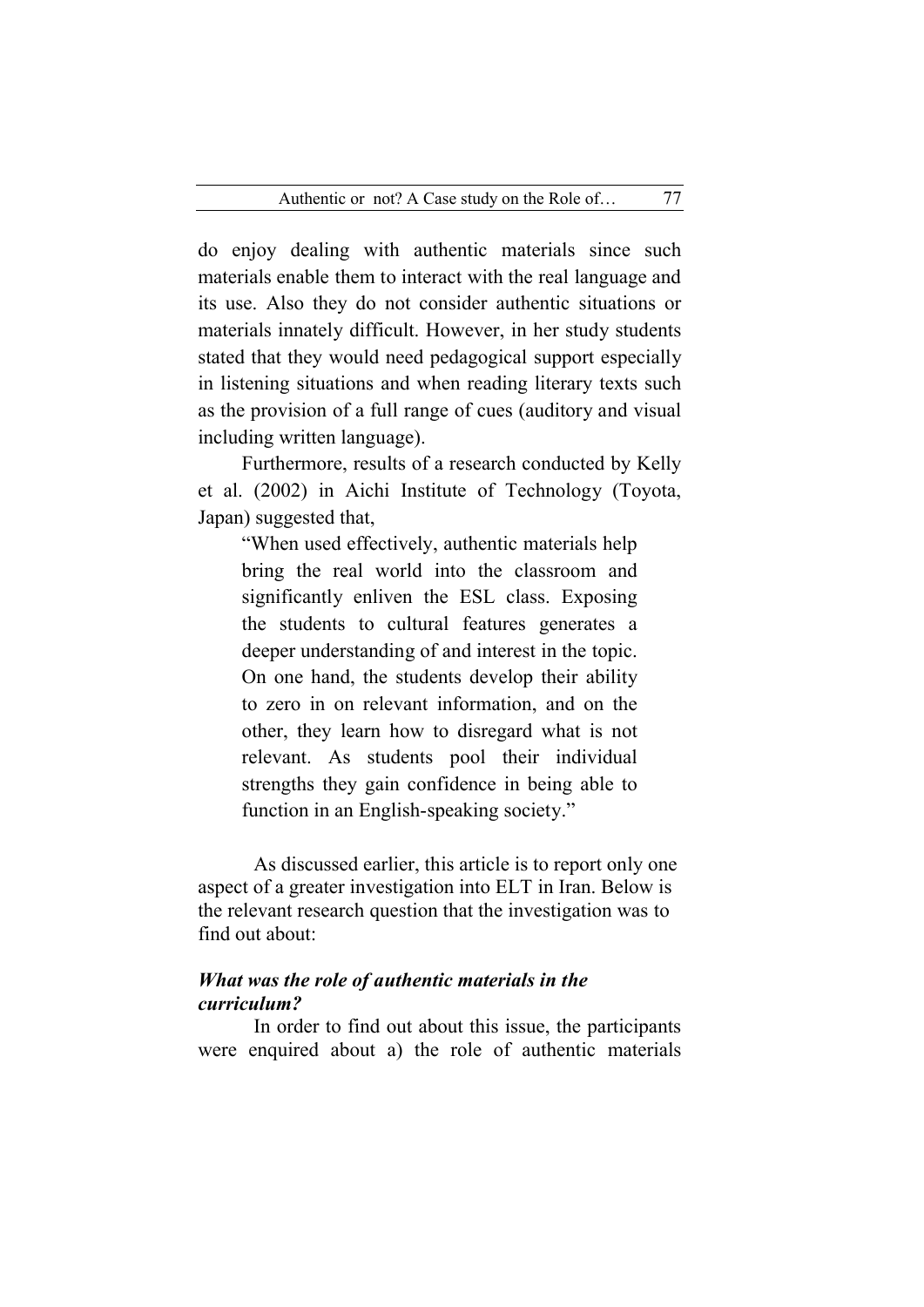do enjoy dealing with authentic materials since such materials enable them to interact with the real language and its use. Also they do not consider authentic situations or materials innately difficult. However, in her study students stated that they would need pedagogical support especially in listening situations and when reading literary texts such as the provision of a full range of cues (auditory and visual including written language).

Furthermore, results of a research conducted by Kelly et al. (2002) in Aichi Institute of Technology (Toyota, Japan) suggested that,

> "When used effectively, authentic materials help bring the real world into the classroom and significantly enliven the ESL class. Exposing the students to cultural features generates a deeper understanding of and interest in the topic. On one hand, the students develop their ability to zero in on relevant information, and on the other, they learn how to disregard what is not relevant. As students pool their individual strengths they gain confidence in being able to function in an English-speaking society."

As discussed earlier, this article is to report only one aspect of a greater investigation into ELT in Iran. Below is the relevant research question that the investigation was to find out about:

***What was the role of authentic materials in the curriculum?***

In order to find out about this issue, the participants were enquired about a) the role of authentic materials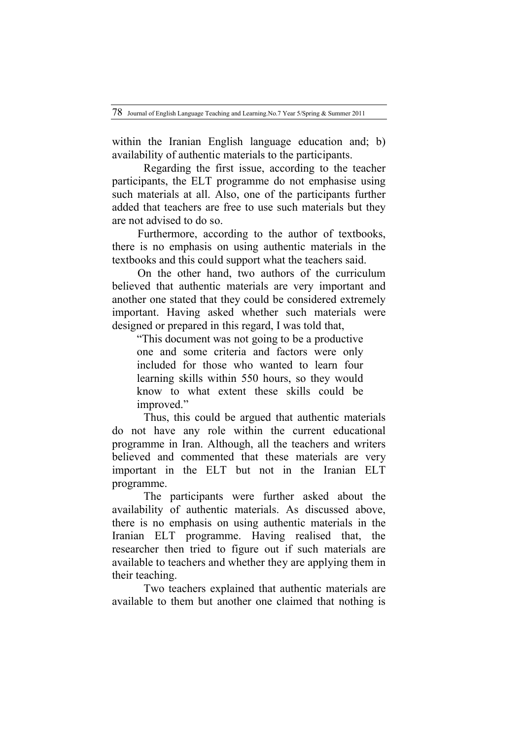within the Iranian English language education and; b) availability of authentic materials to the participants.

Regarding the first issue, according to the teacher participants, the ELT programme do not emphasise using such materials at all. Also, one of the participants further added that teachers are free to use such materials but they are not advised to do so.

Furthermore, according to the author of textbooks, there is no emphasis on using authentic materials in the textbooks and this could support what the teachers said.

On the other hand, two authors of the curriculum believed that authentic materials are very important and another one stated that they could be considered extremely important. Having asked whether such materials were designed or prepared in this regard, I was told that,

> "This document was not going to be a productive one and some criteria and factors were only included for those who wanted to learn four learning skills within 550 hours, so they would know to what extent these skills could be improved."

Thus, this could be argued that authentic materials do not have any role within the current educational programme in Iran. Although, all the teachers and writers believed and commented that these materials are very important in the ELT but not in the Iranian ELT programme.

The participants were further asked about the availability of authentic materials. As discussed above, there is no emphasis on using authentic materials in the Iranian ELT programme. Having realised that, the researcher then tried to figure out if such materials are available to teachers and whether they are applying them in their teaching.

Two teachers explained that authentic materials are available to them but another one claimed that nothing is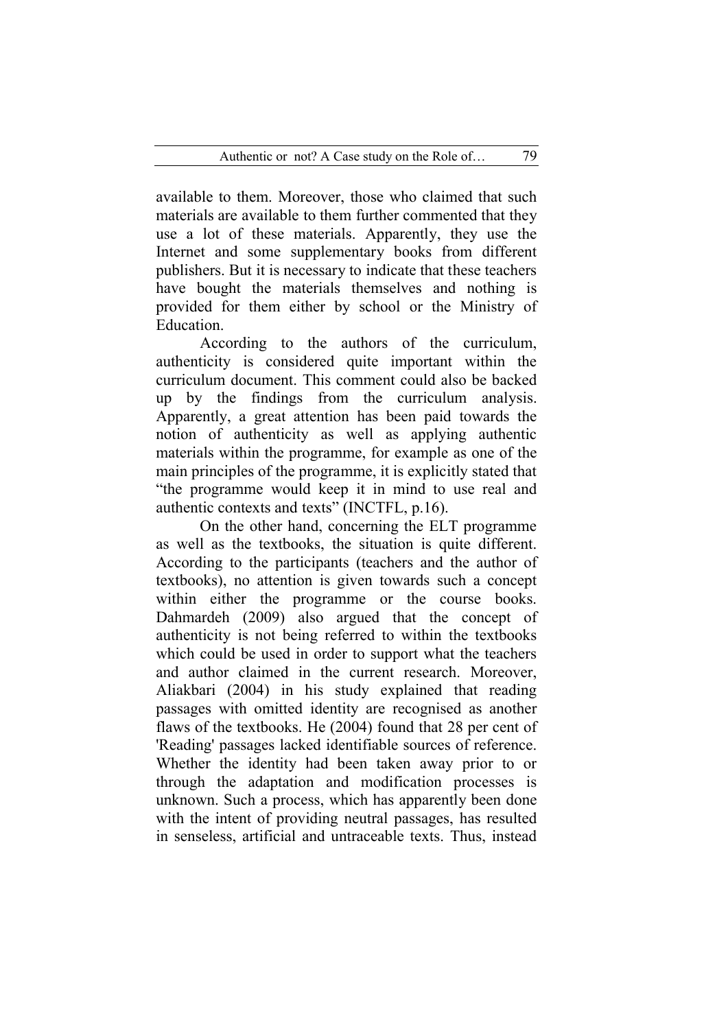available to them. Moreover, those who claimed that such materials are available to them further commented that they use a lot of these materials. Apparently, they use the Internet and some supplementary books from different publishers. But it is necessary to indicate that these teachers have bought the materials themselves and nothing is provided for them either by school or the Ministry of Education.

According to the authors of the curriculum, authenticity is considered quite important within the curriculum document. This comment could also be backed up by the findings from the curriculum analysis. Apparently, a great attention has been paid towards the notion of authenticity as well as applying authentic materials within the programme, for example as one of the main principles of the programme, it is explicitly stated that "the programme would keep it in mind to use real and authentic contexts and texts" (INCTFL, p.16).

On the other hand, concerning the ELT programme as well as the textbooks, the situation is quite different. According to the participants (teachers and the author of textbooks), no attention is given towards such a concept within either the programme or the course books. Dahmardeh (2009) also argued that the concept of authenticity is not being referred to within the textbooks which could be used in order to support what the teachers and author claimed in the current research. Moreover, Aliakbari (2004) in his study explained that reading passages with omitted identity are recognised as another flaws of the textbooks. He (2004) found that 28 per cent of 'Reading' passages lacked identifiable sources of reference. Whether the identity had been taken away prior to or through the adaptation and modification processes is unknown. Such a process, which has apparently been done with the intent of providing neutral passages, has resulted in senseless, artificial and untraceable texts. Thus, instead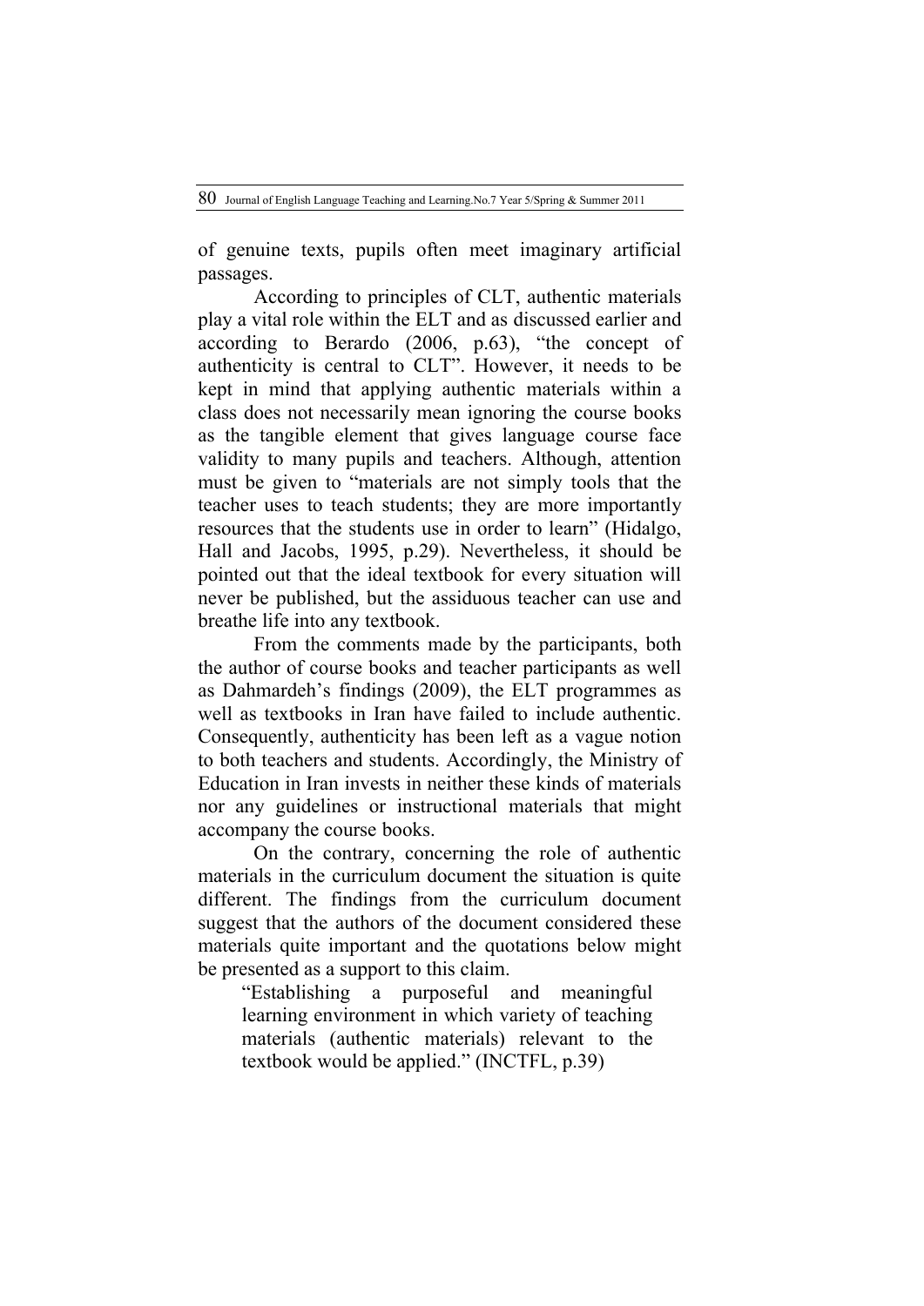of genuine texts, pupils often meet imaginary artificial passages.

According to principles of CLT, authentic materials play a vital role within the ELT and as discussed earlier and according to Berardo (2006, p.63), "the concept of authenticity is central to CLT". However, it needs to be kept in mind that applying authentic materials within a class does not necessarily mean ignoring the course books as the tangible element that gives language course face validity to many pupils and teachers. Although, attention must be given to "materials are not simply tools that the teacher uses to teach students; they are more importantly resources that the students use in order to learn" (Hidalgo, Hall and Jacobs, 1995, p.29). Nevertheless, it should be pointed out that the ideal textbook for every situation will never be published, but the assiduous teacher can use and breathe life into any textbook.

From the comments made by the participants, both the author of course books and teacher participants as well as Dahmardeh's findings (2009), the ELT programmes as well as textbooks in Iran have failed to include authentic. Consequently, authenticity has been left as a vague notion to both teachers and students. Accordingly, the Ministry of Education in Iran invests in neither these kinds of materials nor any guidelines or instructional materials that might accompany the course books.

On the contrary, concerning the role of authentic materials in the curriculum document the situation is quite different. The findings from the curriculum document suggest that the authors of the document considered these materials quite important and the quotations below might be presented as a support to this claim.

> "Establishing a purposeful and meaningful learning environment in which variety of teaching materials (authentic materials) relevant to the textbook would be applied." (INCTFL, p.39)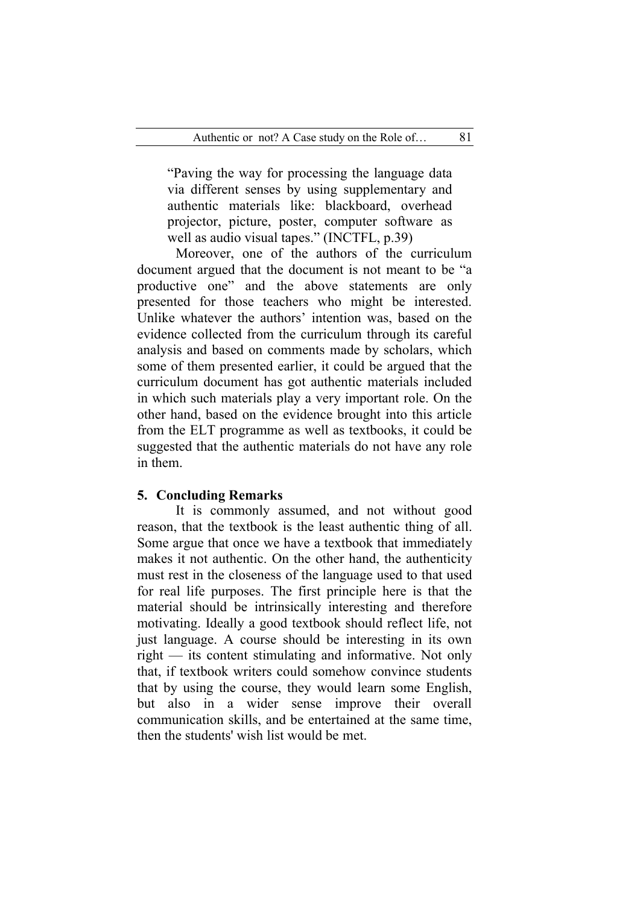> "Paving the way for processing the language data via different senses by using supplementary and authentic materials like: blackboard, overhead projector, picture, poster, computer software as well as audio visual tapes." (INCTFL, p.39)

Moreover, one of the authors of the curriculum document argued that the document is not meant to be "a productive one" and the above statements are only presented for those teachers who might be interested. Unlike whatever the authors' intention was, based on the evidence collected from the curriculum through its careful analysis and based on comments made by scholars, which some of them presented earlier, it could be argued that the curriculum document has got authentic materials included in which such materials play a very important role. On the other hand, based on the evidence brought into this article from the ELT programme as well as textbooks, it could be suggested that the authentic materials do not have any role in them.

## 5. Concluding Remarks

It is commonly assumed, and not without good reason, that the textbook is the least authentic thing of all. Some argue that once we have a textbook that immediately makes it not authentic. On the other hand, the authenticity must rest in the closeness of the language used to that used for real life purposes. The first principle here is that the material should be intrinsically interesting and therefore motivating. Ideally a good textbook should reflect life, not just language. A course should be interesting in its own right — its content stimulating and informative. Not only that, if textbook writers could somehow convince students that by using the course, they would learn some English, but also in a wider sense improve their overall communication skills, and be entertained at the same time, then the students' wish list would be met.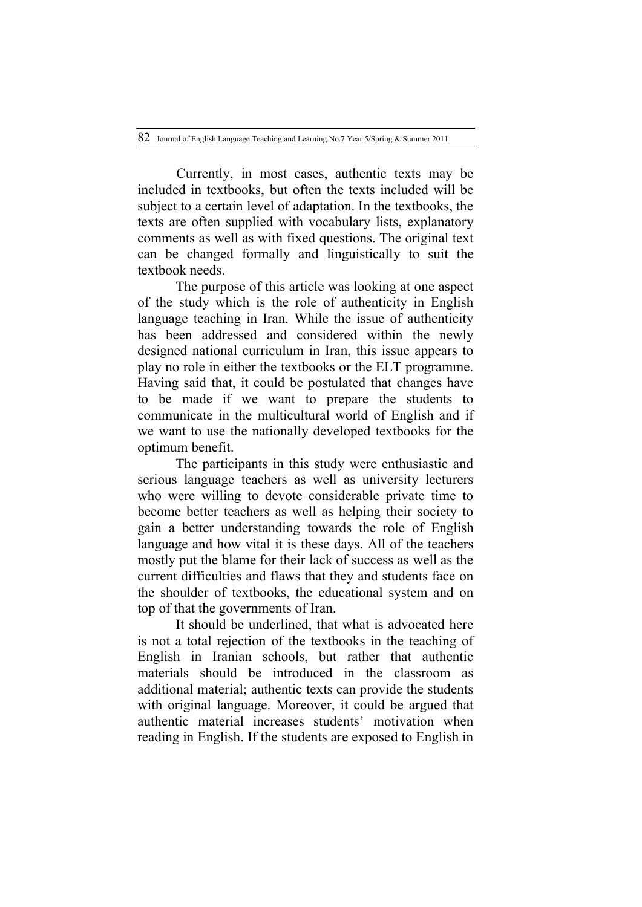Currently, in most cases, authentic texts may be included in textbooks, but often the texts included will be subject to a certain level of adaptation. In the textbooks, the texts are often supplied with vocabulary lists, explanatory comments as well as with fixed questions. The original text can be changed formally and linguistically to suit the textbook needs.

The purpose of this article was looking at one aspect of the study which is the role of authenticity in English language teaching in Iran. While the issue of authenticity has been addressed and considered within the newly designed national curriculum in Iran, this issue appears to play no role in either the textbooks or the ELT programme. Having said that, it could be postulated that changes have to be made if we want to prepare the students to communicate in the multicultural world of English and if we want to use the nationally developed textbooks for the optimum benefit.

The participants in this study were enthusiastic and serious language teachers as well as university lecturers who were willing to devote considerable private time to become better teachers as well as helping their society to gain a better understanding towards the role of English language and how vital it is these days. All of the teachers mostly put the blame for their lack of success as well as the current difficulties and flaws that they and students face on the shoulder of textbooks, the educational system and on top of that the governments of Iran.

It should be underlined, that what is advocated here is not a total rejection of the textbooks in the teaching of English in Iranian schools, but rather that authentic materials should be introduced in the classroom as additional material; authentic texts can provide the students with original language. Moreover, it could be argued that authentic material increases students' motivation when reading in English. If the students are exposed to English in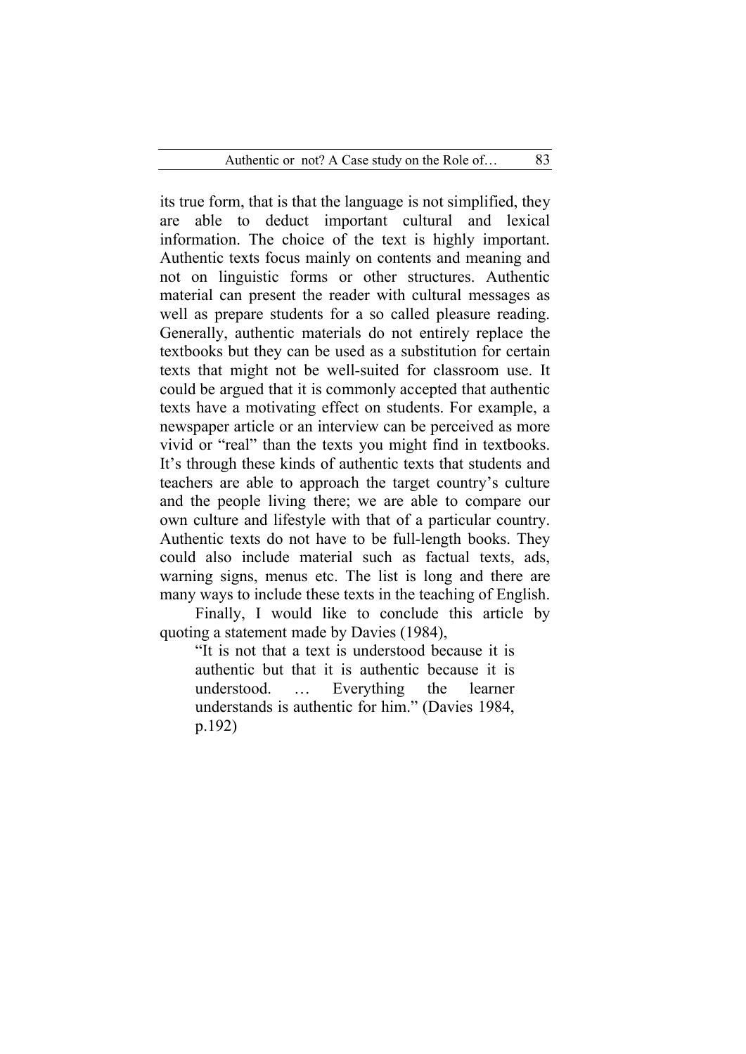its true form, that is that the language is not simplified, they are able to deduct important cultural and lexical information. The choice of the text is highly important. Authentic texts focus mainly on contents and meaning and not on linguistic forms or other structures. Authentic material can present the reader with cultural messages as well as prepare students for a so called pleasure reading. Generally, authentic materials do not entirely replace the textbooks but they can be used as a substitution for certain texts that might not be well-suited for classroom use. It could be argued that it is commonly accepted that authentic texts have a motivating effect on students. For example, a newspaper article or an interview can be perceived as more vivid or "real" than the texts you might find in textbooks. It's through these kinds of authentic texts that students and teachers are able to approach the target country's culture and the people living there; we are able to compare our own culture and lifestyle with that of a particular country. Authentic texts do not have to be full-length books. They could also include material such as factual texts, ads, warning signs, menus etc. The list is long and there are many ways to include these texts in the teaching of English.

Finally, I would like to conclude this article by quoting a statement made by Davies (1984),

> "It is not that a text is understood because it is authentic but that it is authentic because it is understood. … Everything the learner understands is authentic for him." (Davies 1984, p.192)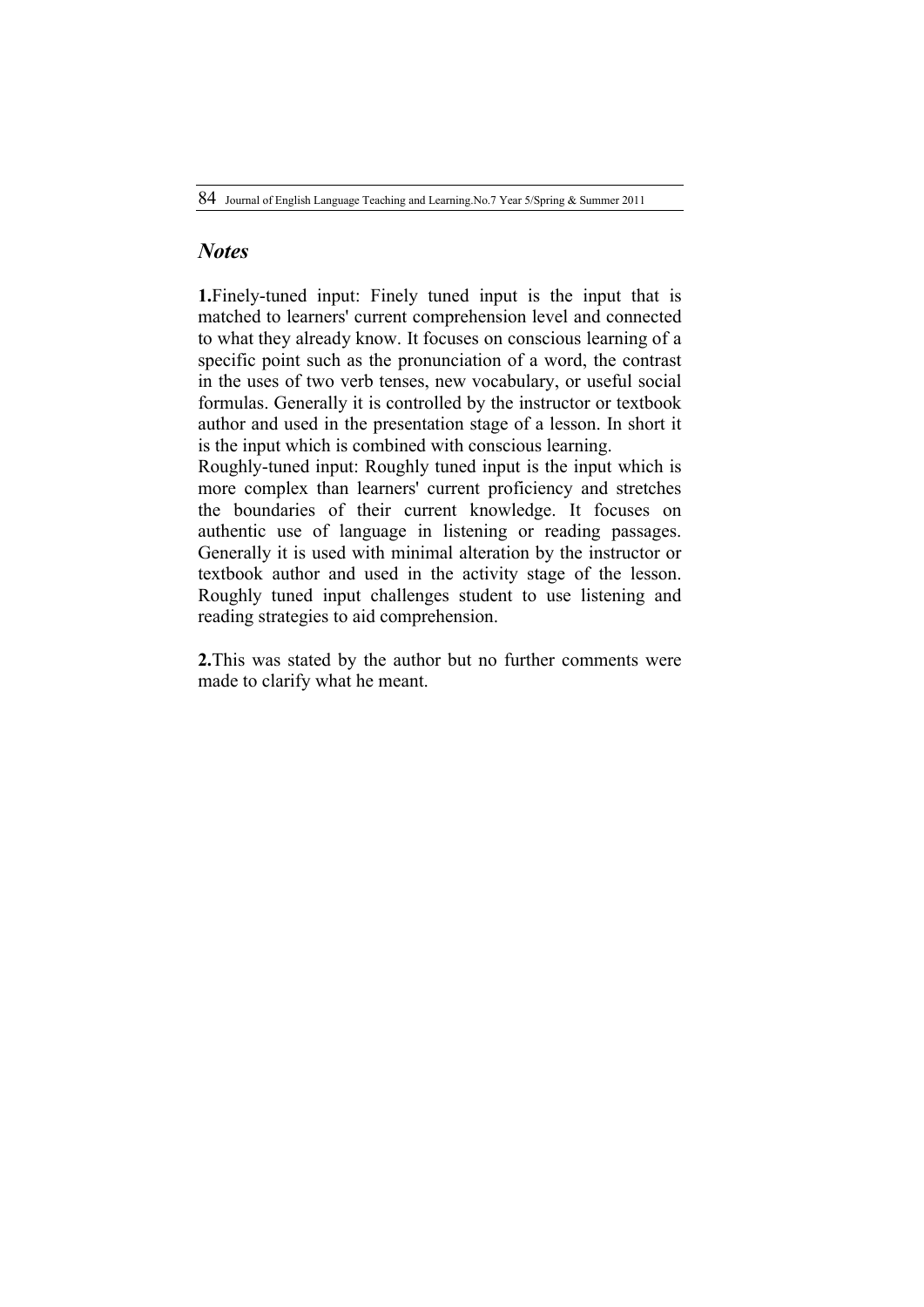## *Notes*

**1.**Finely-tuned input: Finely tuned input is the input that is matched to learners' current comprehension level and connected to what they already know. It focuses on conscious learning of a specific point such as the pronunciation of a word, the contrast in the uses of two verb tenses, new vocabulary, or useful social formulas. Generally it is controlled by the instructor or textbook author and used in the presentation stage of a lesson. In short it is the input which is combined with conscious learning.

Roughly-tuned input: Roughly tuned input is the input which is more complex than learners' current proficiency and stretches the boundaries of their current knowledge. It focuses on authentic use of language in listening or reading passages. Generally it is used with minimal alteration by the instructor or textbook author and used in the activity stage of the lesson. Roughly tuned input challenges student to use listening and reading strategies to aid comprehension.

**2.**This was stated by the author but no further comments were made to clarify what he meant.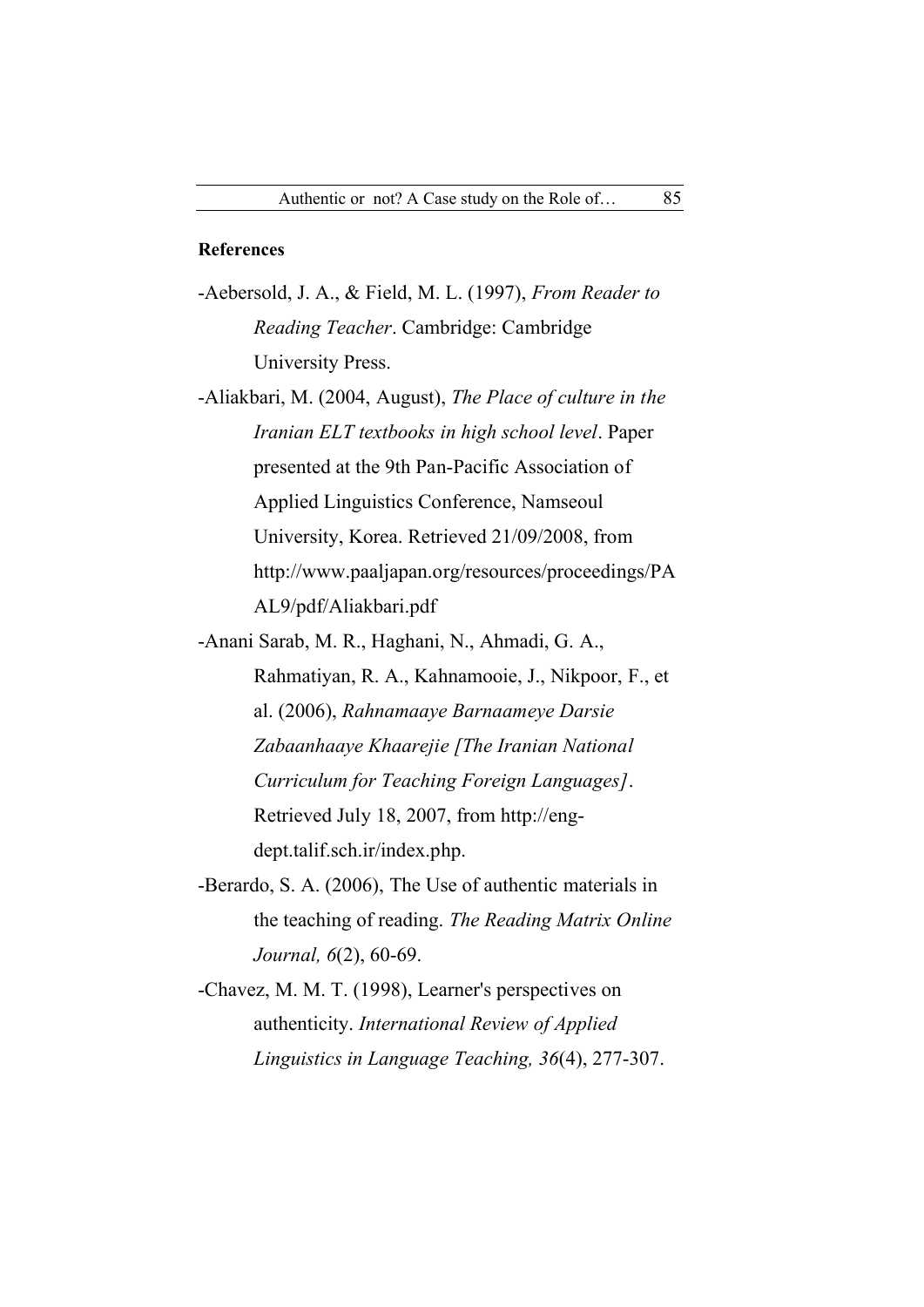**References**

-Aebersold, J. A., & Field, M. L. (1997), *From Reader to Reading Teacher*. Cambridge: Cambridge University Press.

-Aliakbari, M. (2004, August), *The Place of culture in the Iranian ELT textbooks in high school level*. Paper presented at the 9th Pan-Pacific Association of Applied Linguistics Conference, Namseoul University, Korea. Retrieved 21/09/2008, from http://www.paaljapan.org/resources/proceedings/PAAL9/pdf/Aliakbari.pdf

-Anani Sarab, M. R., Haghani, N., Ahmadi, G. A., Rahmatiyan, R. A., Kahnamooie, J., Nikpoor, F., et al. (2006), *Rahnamaaye Barnaameye Darsie Zabaanhaaye Khaarejie [The Iranian National Curriculum for Teaching Foreign Languages]*. Retrieved July 18, 2007, from http://eng-dept.talif.sch.ir/index.php.

-Berardo, S. A. (2006), The Use of authentic materials in the teaching of reading. *The Reading Matrix Online Journal, 6*(2), 60-69.

-Chavez, M. M. T. (1998), Learner's perspectives on authenticity. *International Review of Applied Linguistics in Language Teaching, 36*(4), 277-307.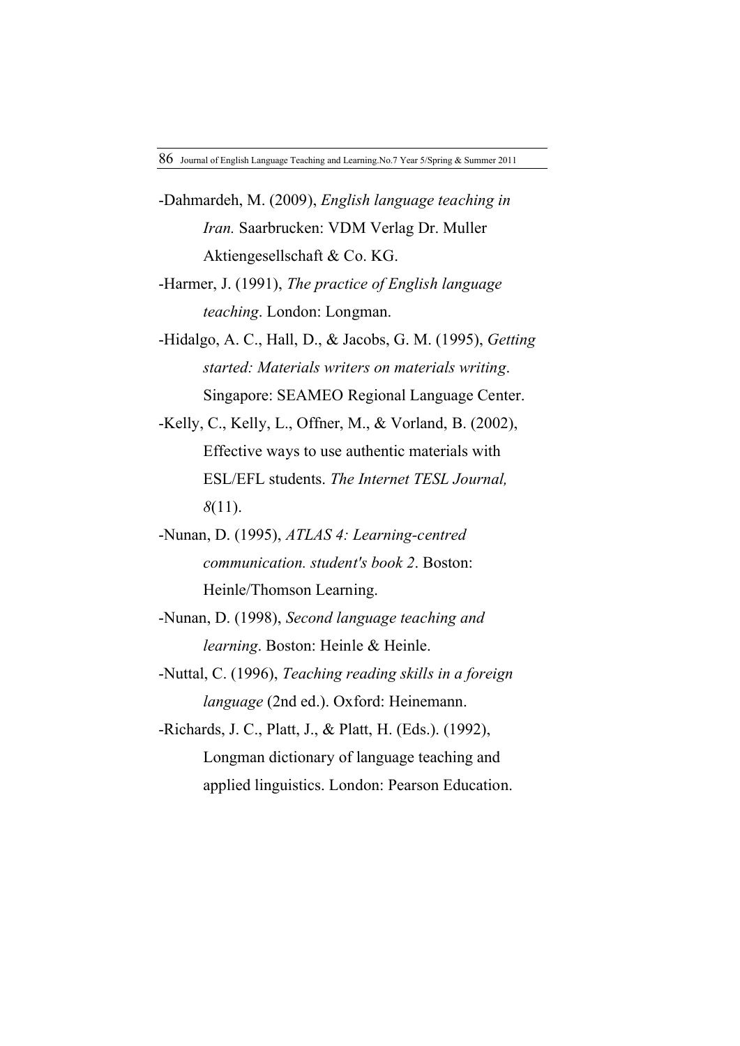-Dahmardeh, M. (2009), *English language teaching in Iran.* Saarbrucken: VDM Verlag Dr. Muller Aktiengesellschaft & Co. KG.

-Harmer, J. (1991), *The practice of English language teaching*. London: Longman.

-Hidalgo, A. C., Hall, D., & Jacobs, G. M. (1995), *Getting started: Materials writers on materials writing*. Singapore: SEAMEO Regional Language Center.

-Kelly, C., Kelly, L., Offner, M., & Vorland, B. (2002), Effective ways to use authentic materials with ESL/EFL students. *The Internet TESL Journal, 8*(11).

-Nunan, D. (1995), *ATLAS 4: Learning-centred communication. student's book 2*. Boston: Heinle/Thomson Learning.

-Nunan, D. (1998), *Second language teaching and learning*. Boston: Heinle & Heinle.

-Nuttal, C. (1996), *Teaching reading skills in a foreign language* (2nd ed.). Oxford: Heinemann.

-Richards, J. C., Platt, J., & Platt, H. (Eds.). (1992), Longman dictionary of language teaching and applied linguistics. London: Pearson Education.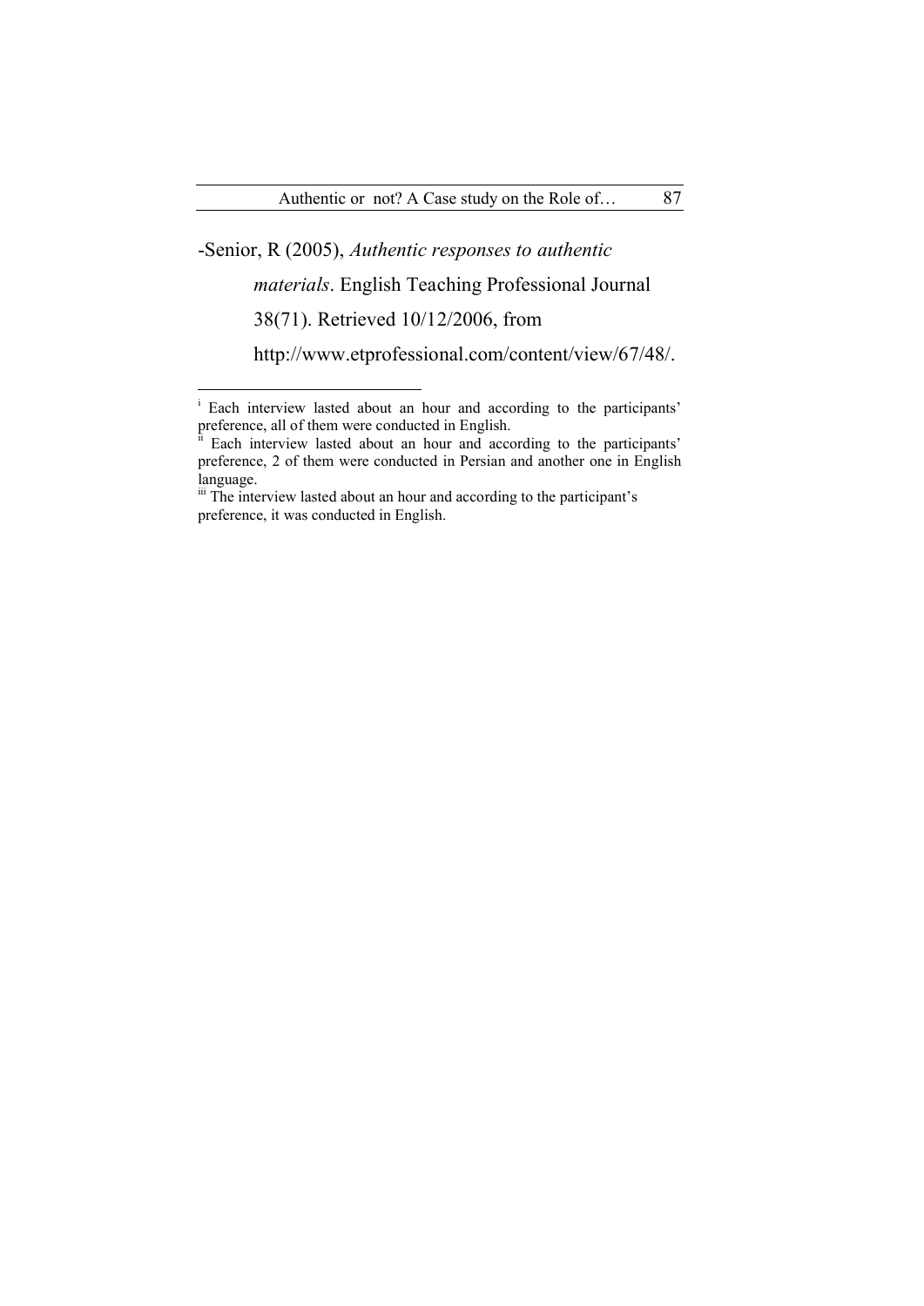-Senior, R (2005), *Authentic responses to authentic materials*. English Teaching Professional Journal 38(71). Retrieved 10/12/2006, from http://www.etprofessional.com/content/view/67/48/.

---

[i] Each interview lasted about an hour and according to the participants' preference, all of them were conducted in English.

[ii] Each interview lasted about an hour and according to the participants' preference, 2 of them were conducted in Persian and another one in English language.

[iii] The interview lasted about an hour and according to the participant's preference, it was conducted in English.